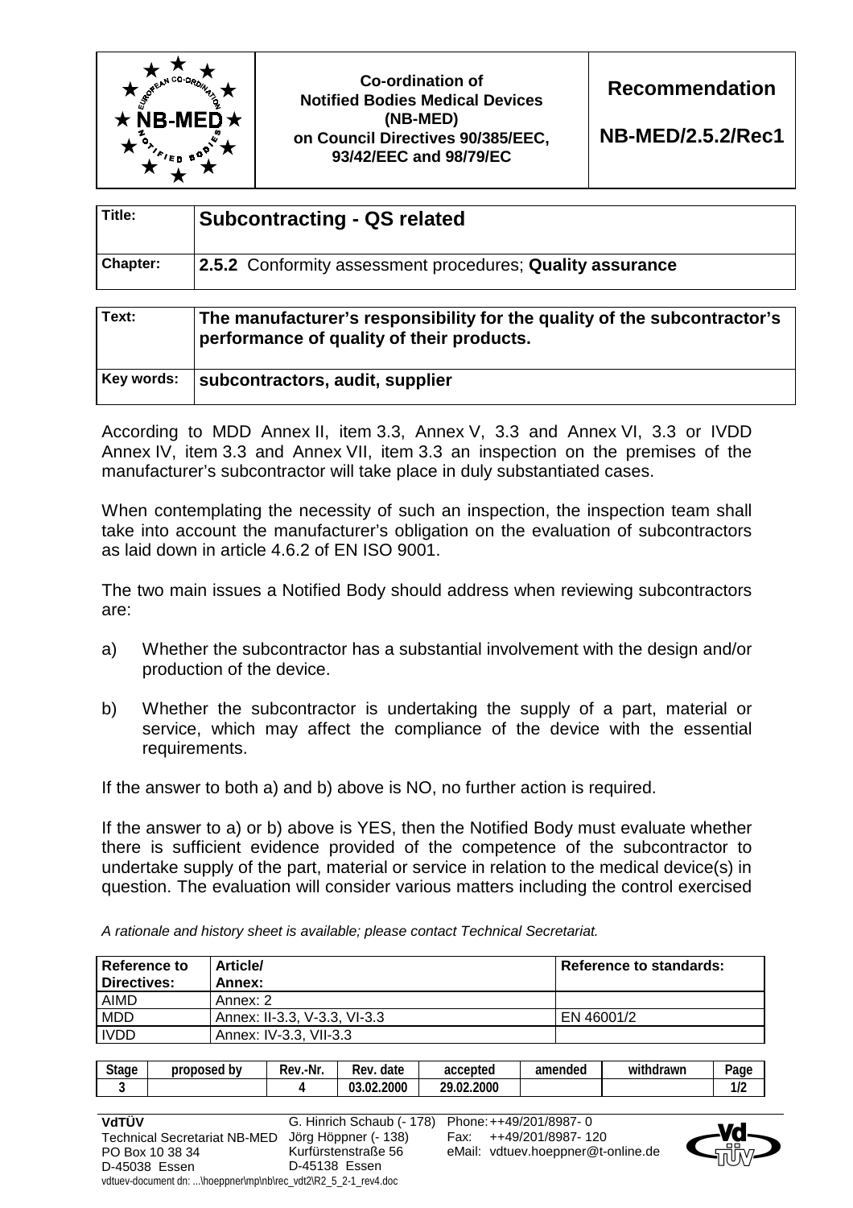| | Co-ordination of Notified Bodies Medical Devices (NB-MED) on Council Directives 90/385/EEC, 93/42/EEC and 98/79/EC | Recommendation NB-MED/2.5.2/Rec1 |
|---|---|---|

| | |
|---|---|
| **Title:** | **Subcontracting - QS related** |
| **Chapter:** | **2.5.2** Conformity assessment procedures; **Quality assurance** |

| | |
|---|---|
| **Text:** | **The manufacturer's responsibility for the quality of the subcontractor's performance of quality of their products.** |
| **Key words:** | **subcontractors, audit, supplier** |

According to MDD Annex II, item 3.3, Annex V, 3.3 and Annex VI, 3.3 or IVDD Annex IV, item 3.3 and Annex VII, item 3.3 an inspection on the premises of the manufacturer's subcontractor will take place in duly substantiated cases.

When contemplating the necessity of such an inspection, the inspection team shall take into account the manufacturer's obligation on the evaluation of subcontractors as laid down in article 4.6.2 of EN ISO 9001.

The two main issues a Notified Body should address when reviewing subcontractors are:

a) Whether the subcontractor has a substantial involvement with the design and/or production of the device.

b) Whether the subcontractor is undertaking the supply of a part, material or service, which may affect the compliance of the device with the essential requirements.

If the answer to both a) and b) above is NO, no further action is required.

If the answer to a) or b) above is YES, then the Notified Body must evaluate whether there is sufficient evidence provided of the competence of the subcontractor to undertake supply of the part, material or service in relation to the medical device(s) in question. The evaluation will consider various matters including the control exercised

*A rationale and history sheet is available; please contact Technical Secretariat.*

| Reference to Directives: | Article/ Annex: | Reference to standards: |
|---|---|---|
| AIMD | Annex: 2 | |
| MDD | Annex: II-3.3, V-3.3, VI-3.3 | EN 46001/2 |
| IVDD | Annex: IV-3.3, VII-3.3 | |

| Stage | proposed by | Rev.-Nr. | Rev. date | accepted | amended | withdrawn | Page |
|---|---|---|---|---|---|---|---|
| 3 | | 4 | 03.02.2000 | 29.02.2000 | | | 1/2 |

**VdTÜV**
Technical Secretariat NB-MED
PO Box 10 38 34
D-45038 Essen

G. Hinrich Schaub (- 178)
Jörg Höppner (- 138)
Kurfürstenstraße 56
D-45138 Essen

Phone: ++49/201/8987- 0
Fax: ++49/201/8987- 120
eMail: vdtuev.hoeppner@t-online.de

vdtuev-document dn: ...\hoeppner\mp\nb\rec_vdt2\R2_5_2-1_rev4.doc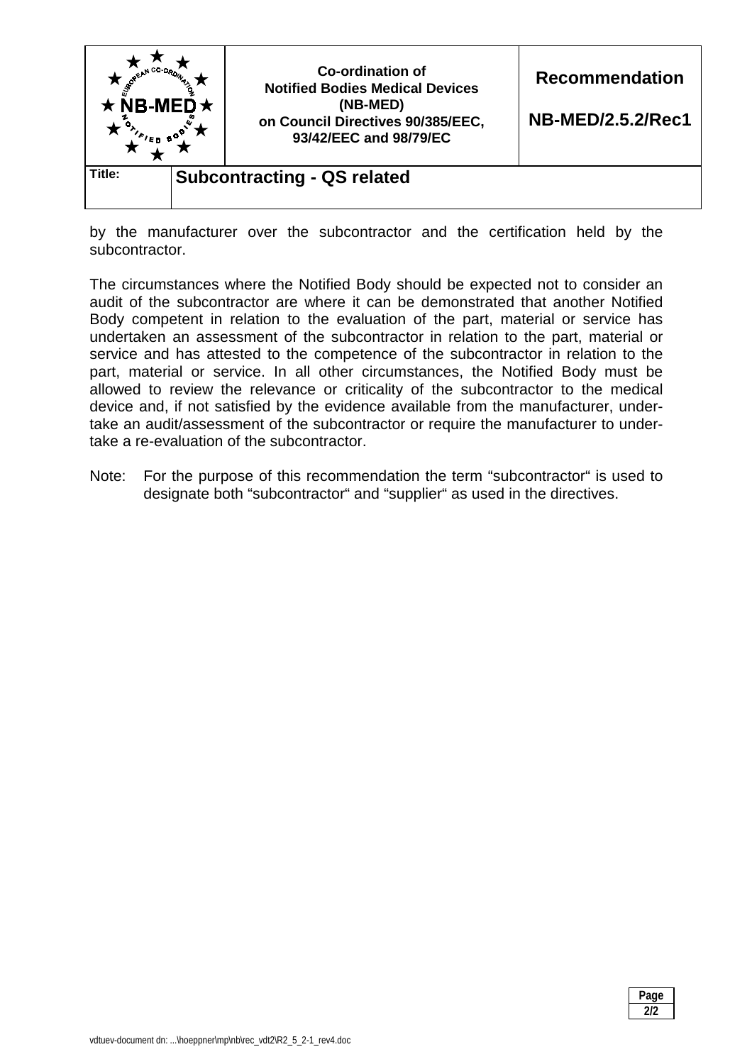by the manufacturer over the subcontractor and the certification held by the subcontractor.

The circumstances where the Notified Body should be expected not to consider an audit of the subcontractor are where it can be demonstrated that another Notified Body competent in relation to the evaluation of the part, material or service has undertaken an assessment of the subcontractor in relation to the part, material or service and has attested to the competence of the subcontractor in relation to the part, material or service. In all other circumstances, the Notified Body must be allowed to review the relevance or criticality of the subcontractor to the medical device and, if not satisfied by the evidence available from the manufacturer, undertake an audit/assessment of the subcontractor or require the manufacturer to undertake a re-evaluation of the subcontractor.

Note: For the purpose of this recommendation the term “subcontractor“ is used to designate both “subcontractor“ and “supplier“ as used in the directives.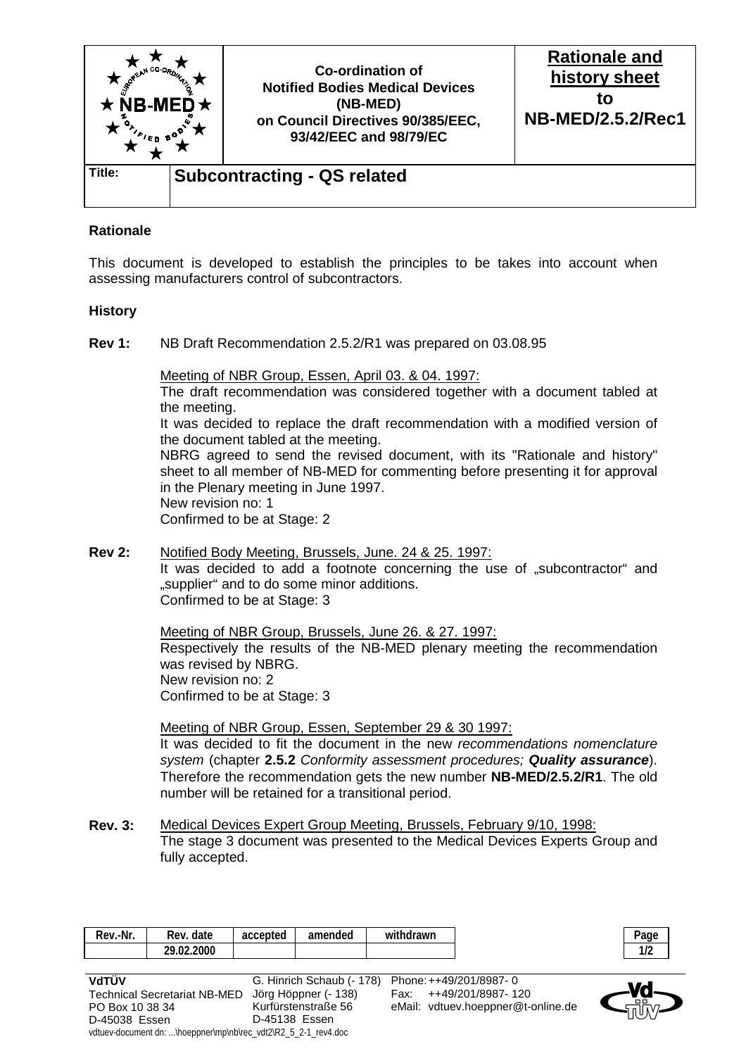| | **Co-ordination of Notified Bodies Medical Devices (NB-MED) on Council Directives 90/385/EEC, 93/42/EEC and 98/79/EC** | **Rationale and history sheet to NB-MED/2.5.2/Rec1** |
|---|---|---|
| **Title:** | **Subcontracting - QS related** | |

**Rationale**

This document is developed to establish the principles to be takes into account when assessing manufacturers control of subcontractors.

**History**

**Rev 1:** NB Draft Recommendation 2.5.2/R1 was prepared on 03.08.95

Meeting of NBR Group, Essen, April 03. & 04. 1997:
The draft recommendation was considered together with a document tabled at the meeting.
It was decided to replace the draft recommendation with a modified version of the document tabled at the meeting.
NBRG agreed to send the revised document, with its "Rationale and history" sheet to all member of NB-MED for commenting before presenting it for approval in the Plenary meeting in June 1997.
New revision no: 1
Confirmed to be at Stage: 2

**Rev 2:** Notified Body Meeting, Brussels, June. 24 & 25. 1997:
It was decided to add a footnote concerning the use of „subcontractor“ and „supplier“ and to do some minor additions.
Confirmed to be at Stage: 3

Meeting of NBR Group, Brussels, June 26. & 27. 1997:
Respectively the results of the NB-MED plenary meeting the recommendation was revised by NBRG.
New revision no: 2
Confirmed to be at Stage: 3

Meeting of NBR Group, Essen, September 29 & 30 1997:
It was decided to fit the document in the new *recommendations nomenclature system* (chapter **2.5.2** *Conformity assessment procedures; **Quality assurance***). Therefore the recommendation gets the new number **NB-MED/2.5.2/R1**. The old number will be retained for a transitional period.

**Rev. 3:** Medical Devices Expert Group Meeting, Brussels, February 9/10, 1998:
The stage 3 document was presented to the Medical Devices Experts Group and fully accepted.

| Rev.-Nr. | Rev. date | accepted | amended | withdrawn |
|---|---|---|---|---|
| | 29.02.2000 | | | |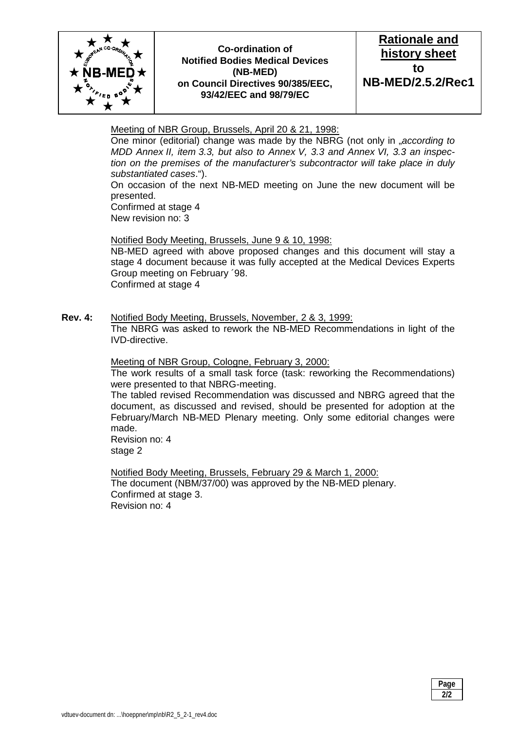Meeting of NBR Group, Brussels, April 20 & 21, 1998:

One minor (editorial) change was made by the NBRG (not only in „*according to MDD Annex II, item 3.3, but also to Annex V, 3.3 and Annex VI, 3.3 an inspection on the premises of the manufacturer's subcontractor will take place in duly substantiated cases*.").

On occasion of the next NB-MED meeting on June the new document will be presented.

Confirmed at stage 4

New revision no: 3

Notified Body Meeting, Brussels, June 9 & 10, 1998:

NB-MED agreed with above proposed changes and this document will stay a stage 4 document because it was fully accepted at the Medical Devices Experts Group meeting on February ´98.

Confirmed at stage 4

**Rev. 4:** Notified Body Meeting, Brussels, November, 2 & 3, 1999:

The NBRG was asked to rework the NB-MED Recommendations in light of the IVD-directive.

Meeting of NBR Group, Cologne, February 3, 2000:

The work results of a small task force (task: reworking the Recommendations) were presented to that NBRG-meeting.

The tabled revised Recommendation was discussed and NBRG agreed that the document, as discussed and revised, should be presented for adoption at the February/March NB-MED Plenary meeting. Only some editorial changes were made.

Revision no: 4

stage 2

Notified Body Meeting, Brussels, February 29 & March 1, 2000:

The document (NBM/37/00) was approved by the NB-MED plenary.

Confirmed at stage 3.

Revision no: 4